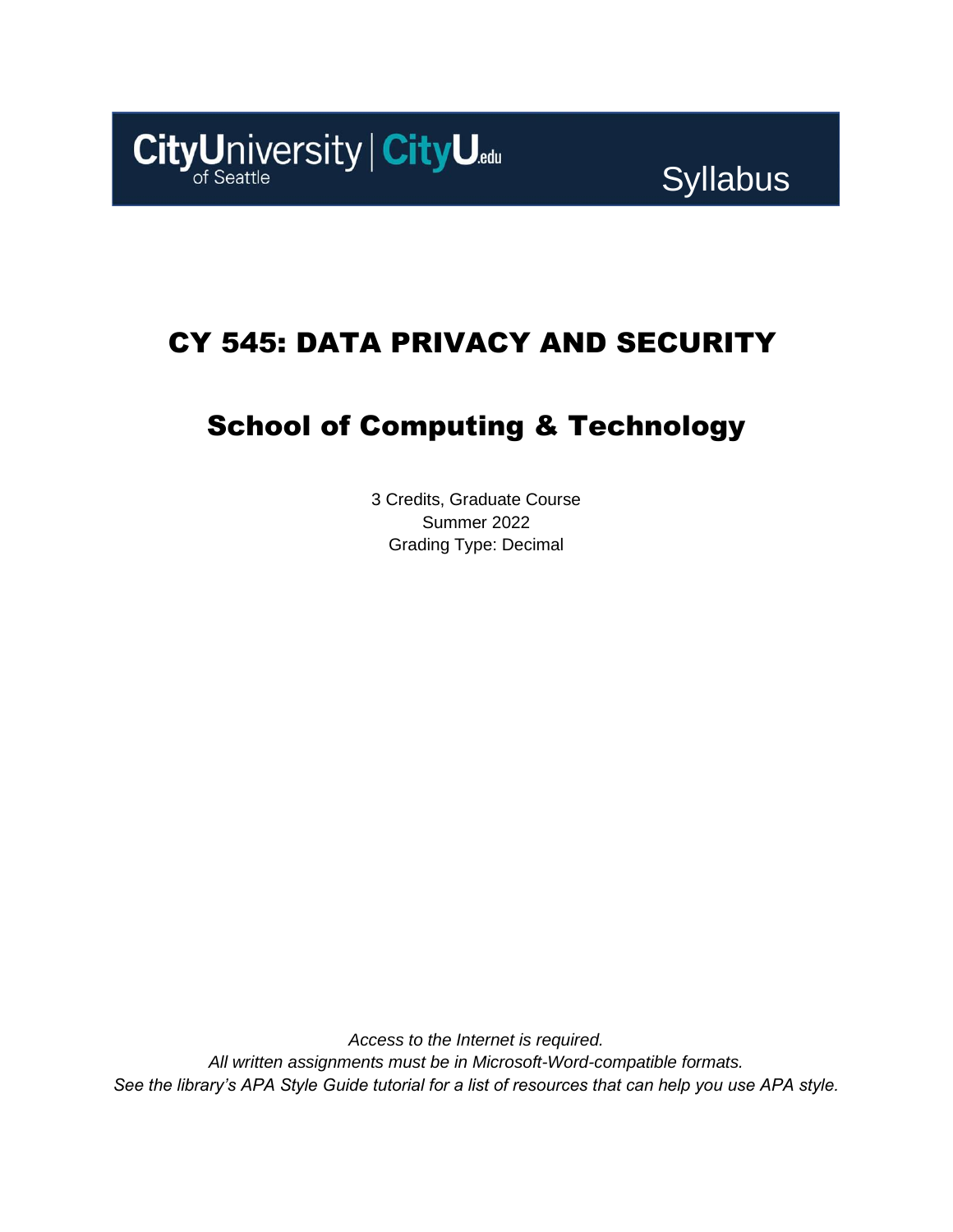CityUniversity of Seattle | CityU.edu

Syllabus

# CY 545: DATA PRIVACY AND SECURITY

## School of Computing & Technology

3 Credits, Graduate Course
Summer 2022
Grading Type: Decimal

*Access to the Internet is required.*
*All written assignments must be in Microsoft-Word-compatible formats.*
*See the library's APA Style Guide tutorial for a list of resources that can help you use APA style.*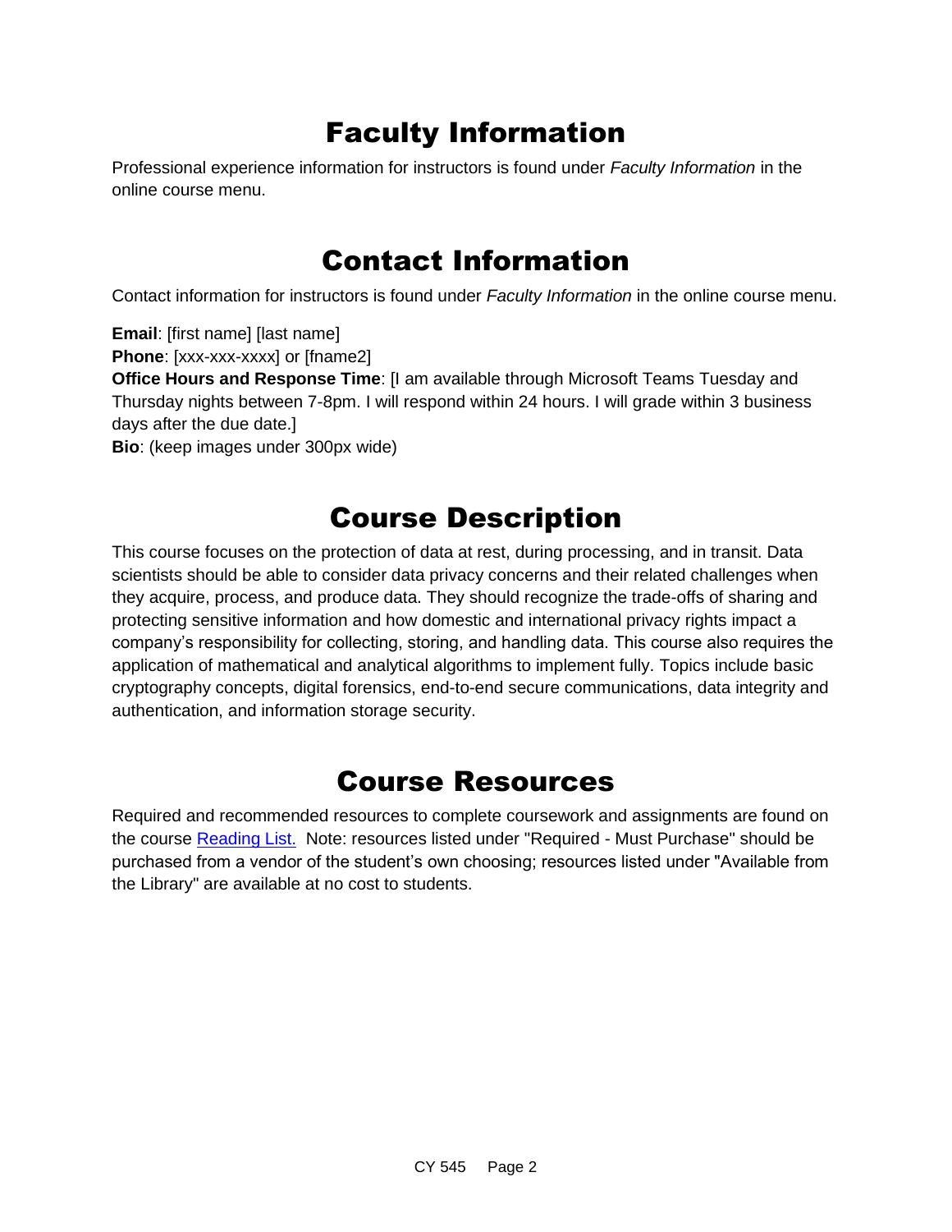# Faculty Information

Professional experience information for instructors is found under *Faculty Information* in the online course menu.

# Contact Information

Contact information for instructors is found under *Faculty Information* in the online course menu.

**Email**: [first name] [last name]
**Phone**: [xxx-xxx-xxxx] or [fname2]
**Office Hours and Response Time**: [I am available through Microsoft Teams Tuesday and Thursday nights between 7-8pm. I will respond within 24 hours. I will grade within 3 business days after the due date.]
**Bio**: (keep images under 300px wide)

# Course Description

This course focuses on the protection of data at rest, during processing, and in transit. Data scientists should be able to consider data privacy concerns and their related challenges when they acquire, process, and produce data. They should recognize the trade-offs of sharing and protecting sensitive information and how domestic and international privacy rights impact a company's responsibility for collecting, storing, and handling data. This course also requires the application of mathematical and analytical algorithms to implement fully. Topics include basic cryptography concepts, digital forensics, end-to-end secure communications, data integrity and authentication, and information storage security.

# Course Resources

Required and recommended resources to complete coursework and assignments are found on the course Reading List. Note: resources listed under "Required - Must Purchase" should be purchased from a vendor of the student's own choosing; resources listed under "Available from the Library" are available at no cost to students.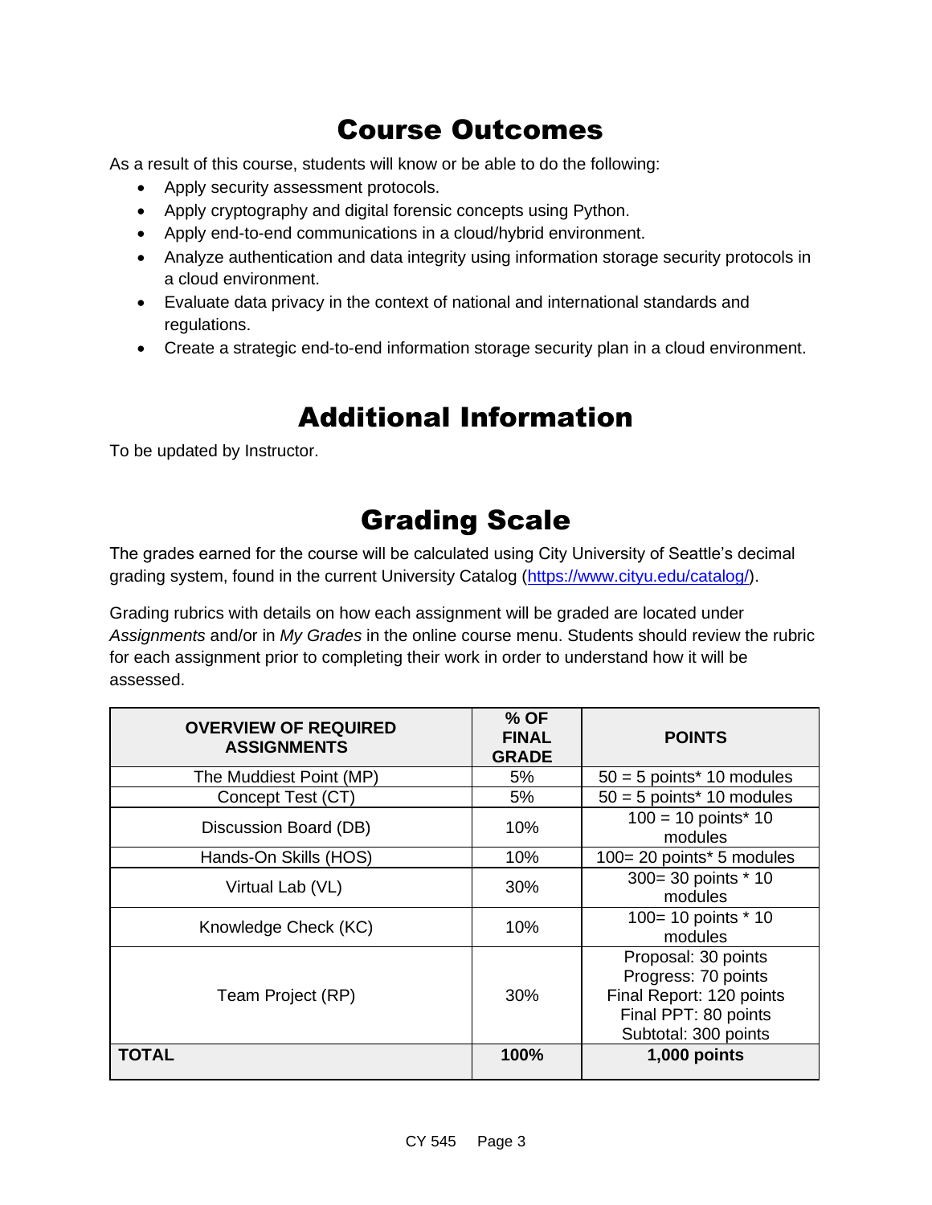# Course Outcomes

As a result of this course, students will know or be able to do the following:

- Apply security assessment protocols.
- Apply cryptography and digital forensic concepts using Python.
- Apply end-to-end communications in a cloud/hybrid environment.
- Analyze authentication and data integrity using information storage security protocols in a cloud environment.
- Evaluate data privacy in the context of national and international standards and regulations.
- Create a strategic end-to-end information storage security plan in a cloud environment.

# Additional Information

To be updated by Instructor.

# Grading Scale

The grades earned for the course will be calculated using City University of Seattle's decimal grading system, found in the current University Catalog (https://www.cityu.edu/catalog/).

Grading rubrics with details on how each assignment will be graded are located under *Assignments* and/or in *My Grades* in the online course menu. Students should review the rubric for each assignment prior to completing their work in order to understand how it will be assessed.

| OVERVIEW OF REQUIRED ASSIGNMENTS | % OF FINAL GRADE | POINTS |
|---|---|---|
| The Muddiest Point (MP) | 5% | 50 = 5 points* 10 modules |
| Concept Test (CT) | 5% | 50 = 5 points* 10 modules |
| Discussion Board (DB) | 10% | 100 = 10 points* 10 modules |
| Hands-On Skills (HOS) | 10% | 100= 20 points* 5 modules |
| Virtual Lab (VL) | 30% | 300= 30 points * 10 modules |
| Knowledge Check (KC) | 10% | 100= 10 points * 10 modules |
| Team Project (RP) | 30% | Proposal: 30 points<br>Progress: 70 points<br>Final Report: 120 points<br>Final PPT: 80 points<br>Subtotal: 300 points |
| **TOTAL** | **100%** | **1,000 points** |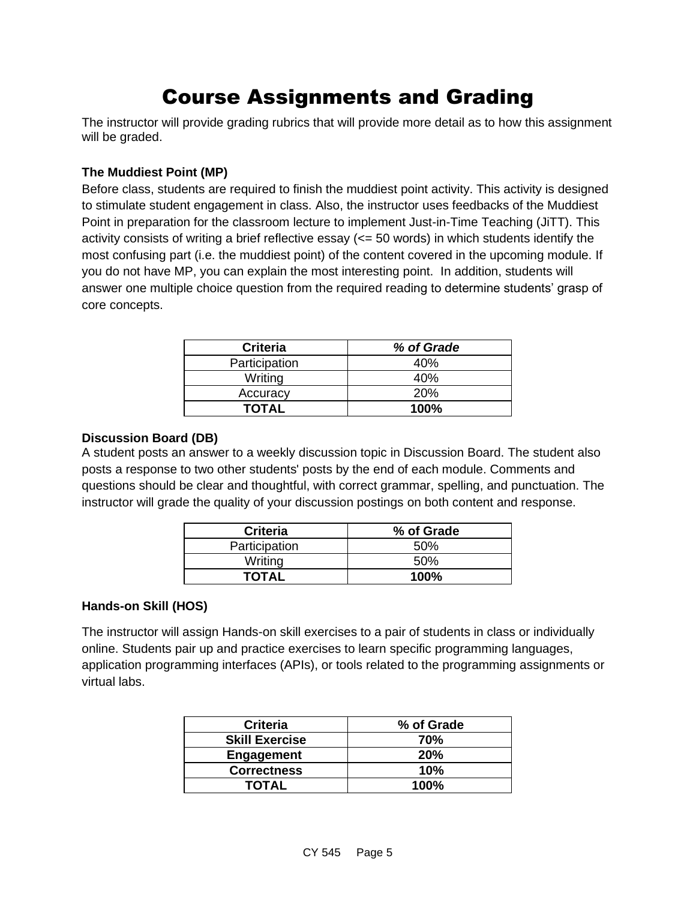# Course Assignments and Grading

The instructor will provide grading rubrics that will provide more detail as to how this assignment will be graded.

**The Muddiest Point (MP)**

Before class, students are required to finish the muddiest point activity. This activity is designed to stimulate student engagement in class. Also, the instructor uses feedbacks of the Muddiest Point in preparation for the classroom lecture to implement Just-in-Time Teaching (JiTT). This activity consists of writing a brief reflective essay (<= 50 words) in which students identify the most confusing part (i.e. the muddiest point) of the content covered in the upcoming module. If you do not have MP, you can explain the most interesting point. In addition, students will answer one multiple choice question from the required reading to determine students' grasp of core concepts.

| **Criteria** | ***% of Grade*** |
|---|---|
| Participation | 40% |
| Writing | 40% |
| Accuracy | 20% |
| **TOTAL** | **100%** |

**Discussion Board (DB)**

A student posts an answer to a weekly discussion topic in Discussion Board. The student also posts a response to two other students' posts by the end of each module. Comments and questions should be clear and thoughtful, with correct grammar, spelling, and punctuation. The instructor will grade the quality of your discussion postings on both content and response.

| **Criteria** | **% of Grade** |
|---|---|
| Participation | 50% |
| Writing | 50% |
| **TOTAL** | **100%** |

**Hands-on Skill (HOS)**

The instructor will assign Hands-on skill exercises to a pair of students in class or individually online. Students pair up and practice exercises to learn specific programming languages, application programming interfaces (APIs), or tools related to the programming assignments or virtual labs.

| **Criteria** | **% of Grade** |
|---|---|
| **Skill Exercise** | **70%** |
| **Engagement** | **20%** |
| **Correctness** | **10%** |
| **TOTAL** | **100%** |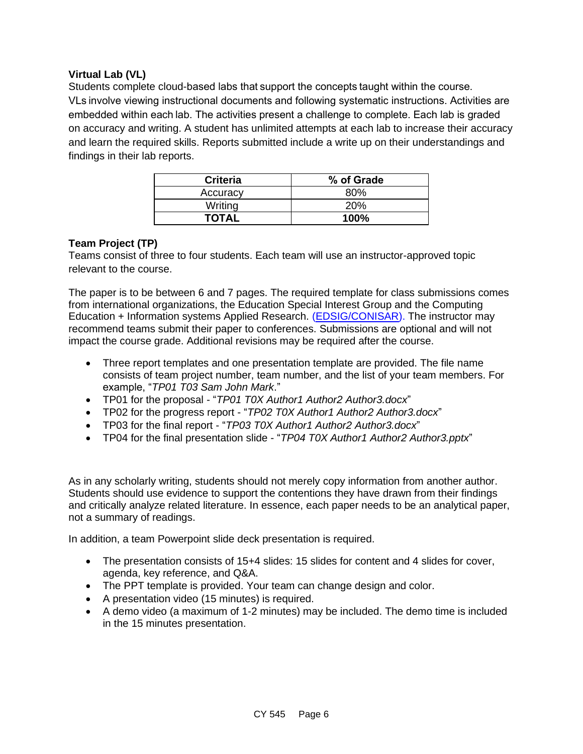**Virtual Lab (VL)**

Students complete cloud-based labs that support the concepts taught within the course. VLs involve viewing instructional documents and following systematic instructions. Activities are embedded within each lab. The activities present a challenge to complete. Each lab is graded on accuracy and writing. A student has unlimited attempts at each lab to increase their accuracy and learn the required skills. Reports submitted include a write up on their understandings and findings in their lab reports.

| Criteria | % of Grade |
|---|---|
| Accuracy | 80% |
| Writing | 20% |
| **TOTAL** | **100%** |

**Team Project (TP)**

Teams consist of three to four students. Each team will use an instructor-approved topic relevant to the course.

The paper is to be between 6 and 7 pages. The required template for class submissions comes from international organizations, the Education Special Interest Group and the Computing Education + Information systems Applied Research. (EDSIG/CONISAR). The instructor may recommend teams submit their paper to conferences. Submissions are optional and will not impact the course grade. Additional revisions may be required after the course.

- Three report templates and one presentation template are provided. The file name consists of team project number, team number, and the list of your team members. For example, "*TP01 T03 Sam John Mark*."
- TP01 for the proposal - "*TP01 T0X Author1 Author2 Author3.docx*"
- TP02 for the progress report - "*TP02 T0X Author1 Author2 Author3.docx*"
- TP03 for the final report - "*TP03 T0X Author1 Author2 Author3.docx*"
- TP04 for the final presentation slide - "*TP04 T0X Author1 Author2 Author3.pptx*"

As in any scholarly writing, students should not merely copy information from another author. Students should use evidence to support the contentions they have drawn from their findings and critically analyze related literature. In essence, each paper needs to be an analytical paper, not a summary of readings.

In addition, a team Powerpoint slide deck presentation is required.

- The presentation consists of 15+4 slides: 15 slides for content and 4 slides for cover, agenda, key reference, and Q&A.
- The PPT template is provided. Your team can change design and color.
- A presentation video (15 minutes) is required.
- A demo video (a maximum of 1-2 minutes) may be included. The demo time is included in the 15 minutes presentation.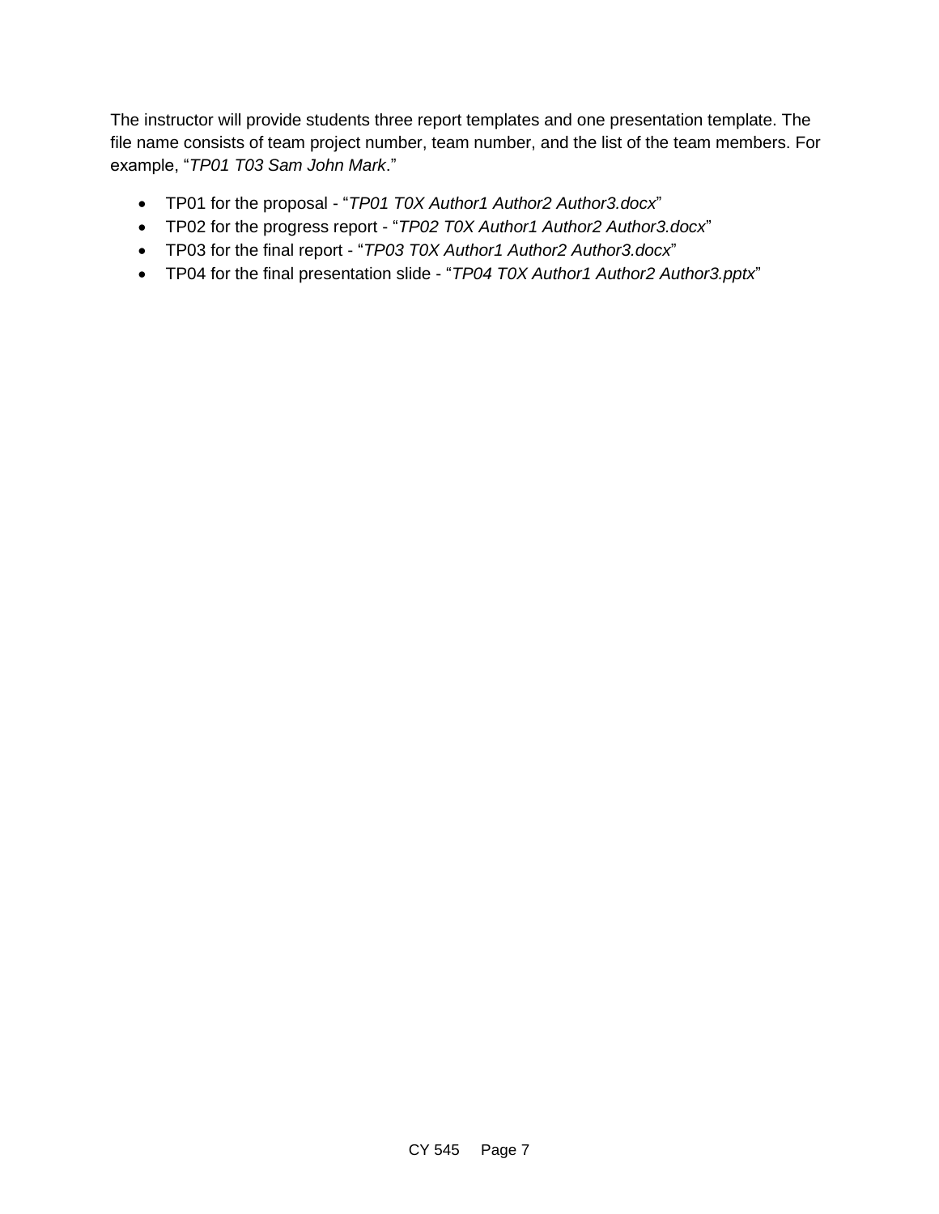The instructor will provide students three report templates and one presentation template. The file name consists of team project number, team number, and the list of the team members. For example, "*TP01 T03 Sam John Mark*."

- TP01 for the proposal - "*TP01 T0X Author1 Author2 Author3.docx*"
- TP02 for the progress report - "*TP02 T0X Author1 Author2 Author3.docx*"
- TP03 for the final report - "*TP03 T0X Author1 Author2 Author3.docx*"
- TP04 for the final presentation slide - "*TP04 T0X Author1 Author2 Author3.pptx*"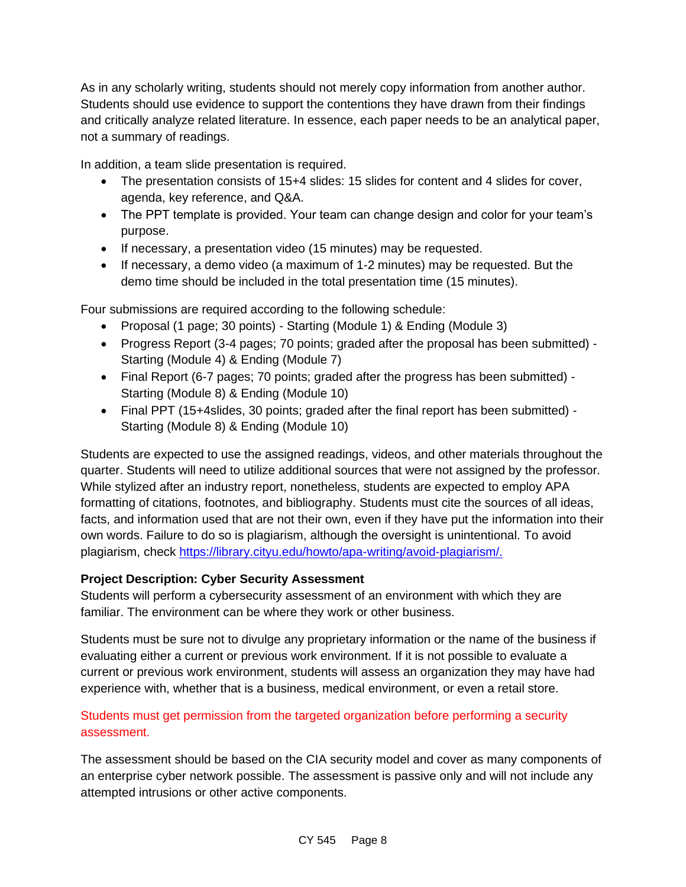As in any scholarly writing, students should not merely copy information from another author. Students should use evidence to support the contentions they have drawn from their findings and critically analyze related literature. In essence, each paper needs to be an analytical paper, not a summary of readings.

In addition, a team slide presentation is required.

- The presentation consists of 15+4 slides: 15 slides for content and 4 slides for cover, agenda, key reference, and Q&A.
- The PPT template is provided. Your team can change design and color for your team's purpose.
- If necessary, a presentation video (15 minutes) may be requested.
- If necessary, a demo video (a maximum of 1-2 minutes) may be requested. But the demo time should be included in the total presentation time (15 minutes).

Four submissions are required according to the following schedule:

- Proposal (1 page; 30 points) - Starting (Module 1) & Ending (Module 3)
- Progress Report (3-4 pages; 70 points; graded after the proposal has been submitted) - Starting (Module 4) & Ending (Module 7)
- Final Report (6-7 pages; 70 points; graded after the progress has been submitted) - Starting (Module 8) & Ending (Module 10)
- Final PPT (15+4slides, 30 points; graded after the final report has been submitted) - Starting (Module 8) & Ending (Module 10)

Students are expected to use the assigned readings, videos, and other materials throughout the quarter. Students will need to utilize additional sources that were not assigned by the professor. While stylized after an industry report, nonetheless, students are expected to employ APA formatting of citations, footnotes, and bibliography. Students must cite the sources of all ideas, facts, and information used that are not their own, even if they have put the information into their own words. Failure to do so is plagiarism, although the oversight is unintentional. To avoid plagiarism, check [https://library.cityu.edu/howto/apa-writing/avoid-plagiarism/.](https://library.cityu.edu/howto/apa-writing/avoid-plagiarism/)

**Project Description: Cyber Security Assessment**

Students will perform a cybersecurity assessment of an environment with which they are familiar. The environment can be where they work or other business.

Students must be sure not to divulge any proprietary information or the name of the business if evaluating either a current or previous work environment. If it is not possible to evaluate a current or previous work environment, students will assess an organization they may have had experience with, whether that is a business, medical environment, or even a retail store.

Students must get permission from the targeted organization before performing a security assessment.

The assessment should be based on the CIA security model and cover as many components of an enterprise cyber network possible. The assessment is passive only and will not include any attempted intrusions or other active components.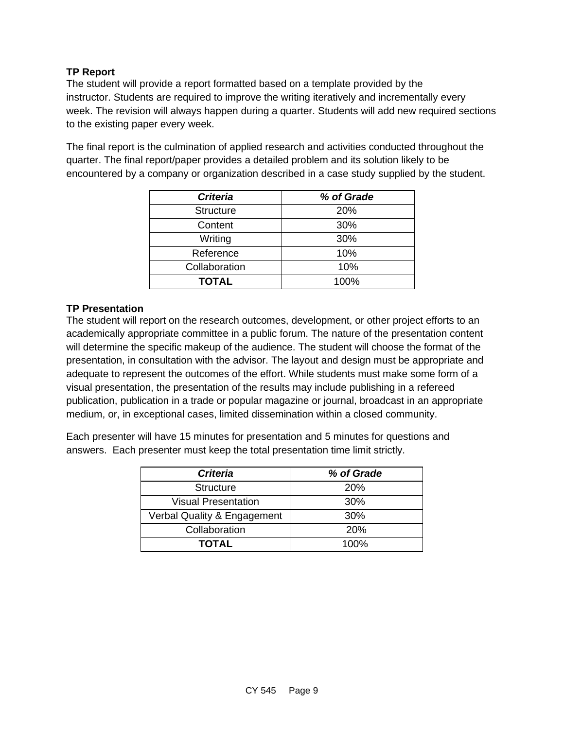**TP Report**

The student will provide a report formatted based on a template provided by the instructor. Students are required to improve the writing iteratively and incrementally every week. The revision will always happen during a quarter. Students will add new required sections to the existing paper every week.

The final report is the culmination of applied research and activities conducted throughout the quarter. The final report/paper provides a detailed problem and its solution likely to be encountered by a company or organization described in a case study supplied by the student.

| ***Criteria*** | ***% of Grade*** |
|---|---|
| Structure | 20% |
| Content | 30% |
| Writing | 30% |
| Reference | 10% |
| Collaboration | 10% |
| **TOTAL** | 100% |

**TP Presentation**

The student will report on the research outcomes, development, or other project efforts to an academically appropriate committee in a public forum. The nature of the presentation content will determine the specific makeup of the audience. The student will choose the format of the presentation, in consultation with the advisor. The layout and design must be appropriate and adequate to represent the outcomes of the effort. While students must make some form of a visual presentation, the presentation of the results may include publishing in a refereed publication, publication in a trade or popular magazine or journal, broadcast in an appropriate medium, or, in exceptional cases, limited dissemination within a closed community.

Each presenter will have 15 minutes for presentation and 5 minutes for questions and answers. Each presenter must keep the total presentation time limit strictly.

| ***Criteria*** | ***% of Grade*** |
|---|---|
| Structure | 20% |
| Visual Presentation | 30% |
| Verbal Quality & Engagement | 30% |
| Collaboration | 20% |
| **TOTAL** | 100% |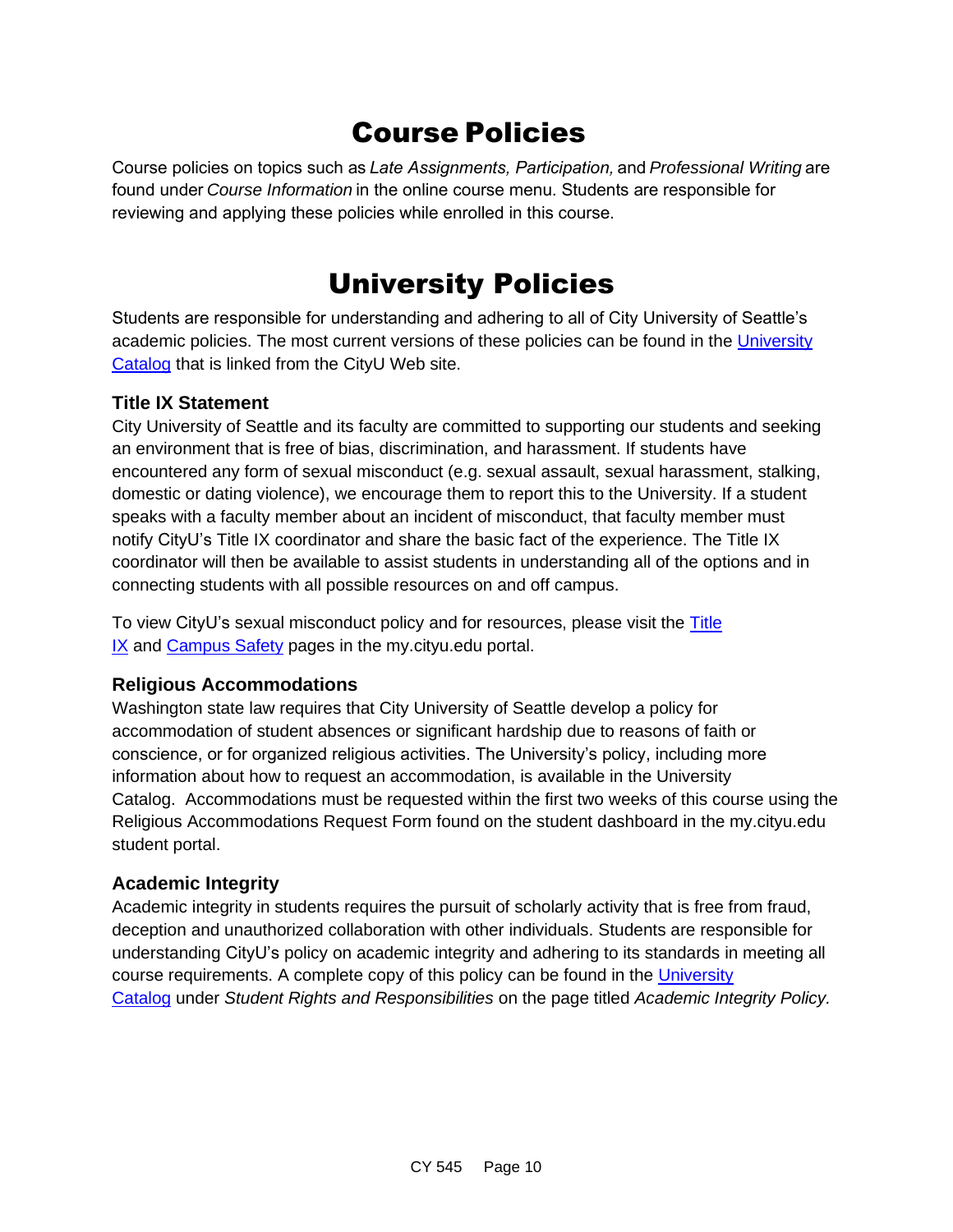# Course Policies

Course policies on topics such as *Late Assignments, Participation,* and *Professional Writing* are found under *Course Information* in the online course menu. Students are responsible for reviewing and applying these policies while enrolled in this course.

# University Policies

Students are responsible for understanding and adhering to all of City University of Seattle's academic policies. The most current versions of these policies can be found in the University Catalog that is linked from the CityU Web site.

### Title IX Statement

City University of Seattle and its faculty are committed to supporting our students and seeking an environment that is free of bias, discrimination, and harassment. If students have encountered any form of sexual misconduct (e.g. sexual assault, sexual harassment, stalking, domestic or dating violence), we encourage them to report this to the University. If a student speaks with a faculty member about an incident of misconduct, that faculty member must notify CityU's Title IX coordinator and share the basic fact of the experience. The Title IX coordinator will then be available to assist students in understanding all of the options and in connecting students with all possible resources on and off campus.

To view CityU's sexual misconduct policy and for resources, please visit the Title IX and Campus Safety pages in the my.cityu.edu portal.

### Religious Accommodations

Washington state law requires that City University of Seattle develop a policy for accommodation of student absences or significant hardship due to reasons of faith or conscience, or for organized religious activities. The University's policy, including more information about how to request an accommodation, is available in the University Catalog. Accommodations must be requested within the first two weeks of this course using the Religious Accommodations Request Form found on the student dashboard in the my.cityu.edu student portal.

### Academic Integrity

Academic integrity in students requires the pursuit of scholarly activity that is free from fraud, deception and unauthorized collaboration with other individuals. Students are responsible for understanding CityU's policy on academic integrity and adhering to its standards in meeting all course requirements. A complete copy of this policy can be found in the University Catalog under *Student Rights and Responsibilities* on the page titled *Academic Integrity Policy.*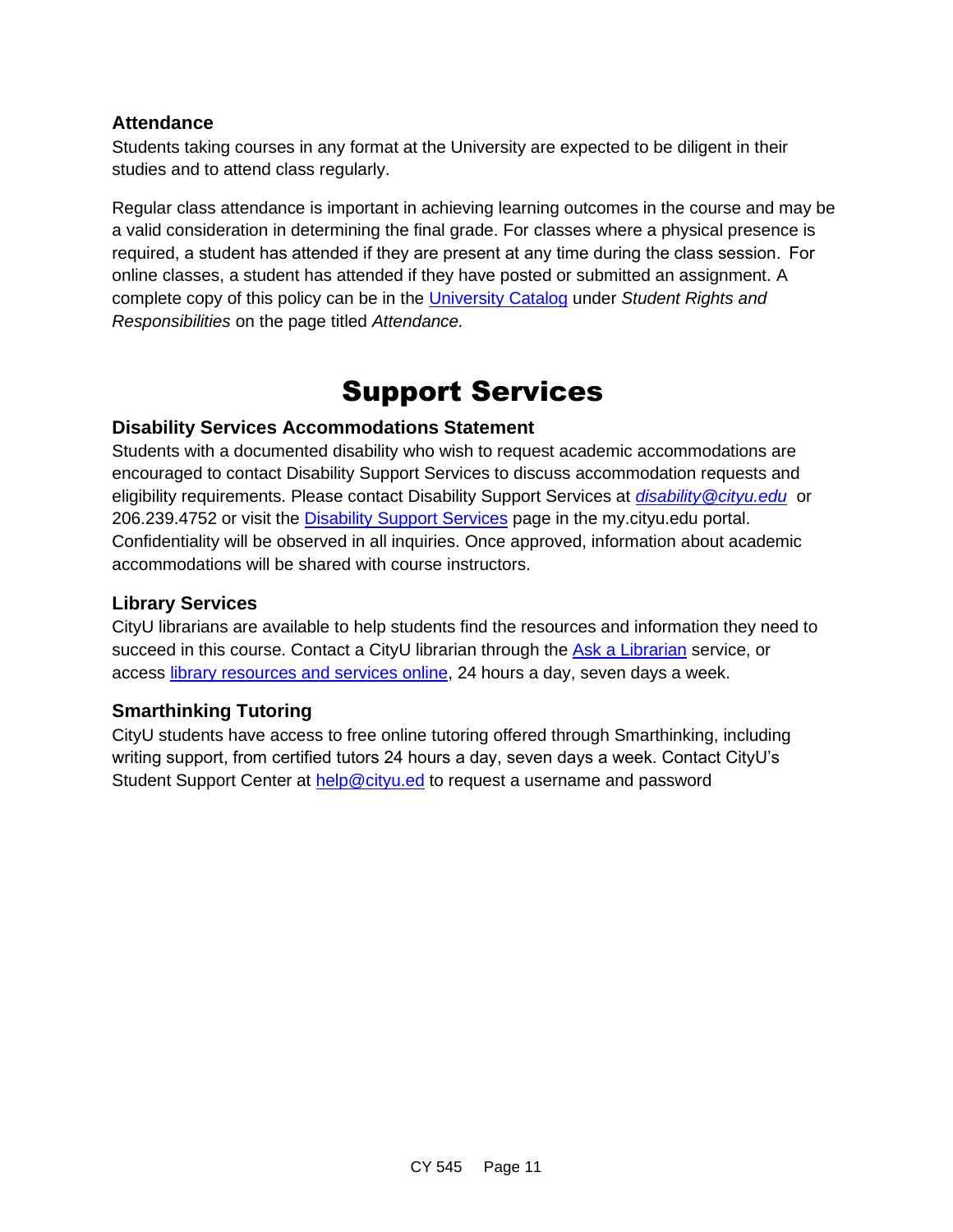### Attendance

Students taking courses in any format at the University are expected to be diligent in their studies and to attend class regularly.

Regular class attendance is important in achieving learning outcomes in the course and may be a valid consideration in determining the final grade. For classes where a physical presence is required, a student has attended if they are present at any time during the class session. For online classes, a student has attended if they have posted or submitted an assignment. A complete copy of this policy can be in the University Catalog under *Student Rights and Responsibilities* on the page titled *Attendance.*

## Support Services

### Disability Services Accommodations Statement

Students with a documented disability who wish to request academic accommodations are encouraged to contact Disability Support Services to discuss accommodation requests and eligibility requirements. Please contact Disability Support Services at *disability@cityu.edu* or 206.239.4752 or visit the Disability Support Services page in the my.cityu.edu portal. Confidentiality will be observed in all inquiries. Once approved, information about academic accommodations will be shared with course instructors.

### Library Services

CityU librarians are available to help students find the resources and information they need to succeed in this course. Contact a CityU librarian through the Ask a Librarian service, or access library resources and services online, 24 hours a day, seven days a week.

### Smarthinking Tutoring

CityU students have access to free online tutoring offered through Smarthinking, including writing support, from certified tutors 24 hours a day, seven days a week. Contact CityU's Student Support Center at help@cityu.ed to request a username and password